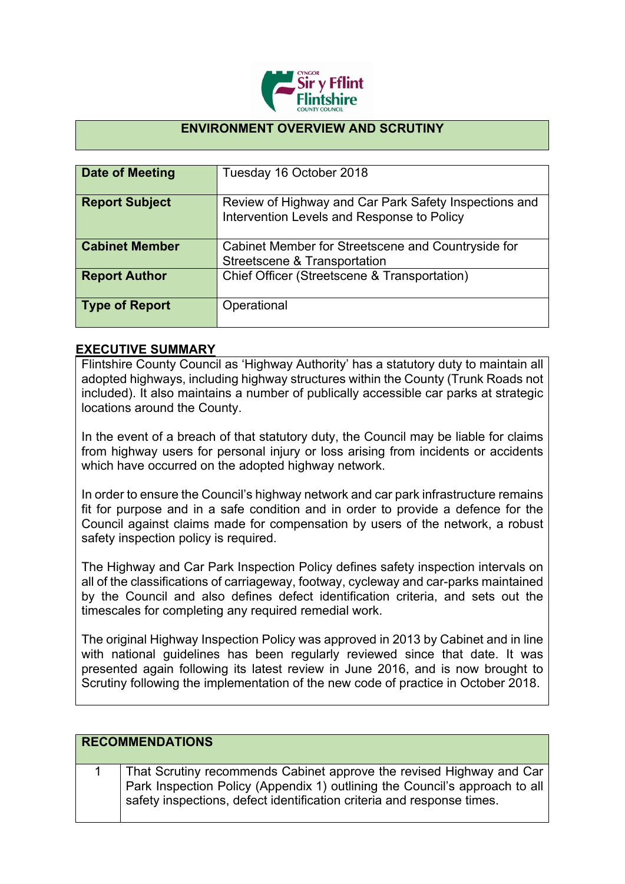## ENVIRONMENT OVERVIEW AND SCRUTINY

| | |
|---|---|
| **Date of Meeting** | Tuesday 16 October 2018 |
| **Report Subject** | Review of Highway and Car Park Safety Inspections and Intervention Levels and Response to Policy |
| **Cabinet Member** | Cabinet Member for Streetscene and Countryside for Streetscene & Transportation |
| **Report Author** | Chief Officer (Streetscene & Transportation) |
| **Type of Report** | Operational |

## EXECUTIVE SUMMARY

Flintshire County Council as 'Highway Authority' has a statutory duty to maintain all adopted highways, including highway structures within the County (Trunk Roads not included). It also maintains a number of publically accessible car parks at strategic locations around the County.

In the event of a breach of that statutory duty, the Council may be liable for claims from highway users for personal injury or loss arising from incidents or accidents which have occurred on the adopted highway network.

In order to ensure the Council's highway network and car park infrastructure remains fit for purpose and in a safe condition and in order to provide a defence for the Council against claims made for compensation by users of the network, a robust safety inspection policy is required.

The Highway and Car Park Inspection Policy defines safety inspection intervals on all of the classifications of carriageway, footway, cycleway and car-parks maintained by the Council and also defines defect identification criteria, and sets out the timescales for completing any required remedial work.

The original Highway Inspection Policy was approved in 2013 by Cabinet and in line with national guidelines has been regularly reviewed since that date. It was presented again following its latest review in June 2016, and is now brought to Scrutiny following the implementation of the new code of practice in October 2018.

| **RECOMMENDATIONS** | |
|---|---|
| 1 | That Scrutiny recommends Cabinet approve the revised Highway and Car Park Inspection Policy (Appendix 1) outlining the Council's approach to all safety inspections, defect identification criteria and response times. |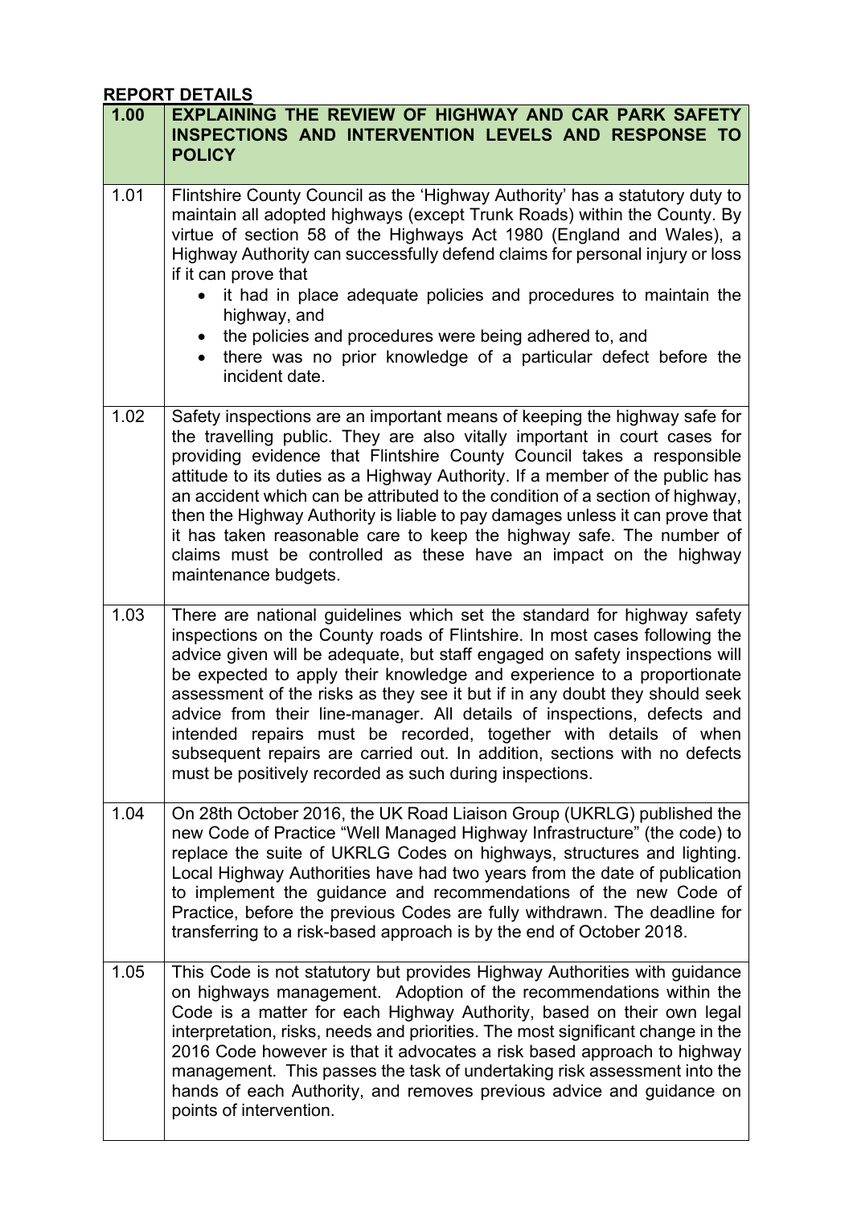**REPORT DETAILS**

| 1.00 | **EXPLAINING THE REVIEW OF HIGHWAY AND CAR PARK SAFETY INSPECTIONS AND INTERVENTION LEVELS AND RESPONSE TO POLICY** |
|---|---|
| 1.01 | Flintshire County Council as the 'Highway Authority' has a statutory duty to maintain all adopted highways (except Trunk Roads) within the County. By virtue of section 58 of the Highways Act 1980 (England and Wales), a Highway Authority can successfully defend claims for personal injury or loss if it can prove that<br>• it had in place adequate policies and procedures to maintain the highway, and<br>• the policies and procedures were being adhered to, and<br>• there was no prior knowledge of a particular defect before the incident date. |
| 1.02 | Safety inspections are an important means of keeping the highway safe for the travelling public. They are also vitally important in court cases for providing evidence that Flintshire County Council takes a responsible attitude to its duties as a Highway Authority. If a member of the public has an accident which can be attributed to the condition of a section of highway, then the Highway Authority is liable to pay damages unless it can prove that it has taken reasonable care to keep the highway safe. The number of claims must be controlled as these have an impact on the highway maintenance budgets. |
| 1.03 | There are national guidelines which set the standard for highway safety inspections on the County roads of Flintshire. In most cases following the advice given will be adequate, but staff engaged on safety inspections will be expected to apply their knowledge and experience to a proportionate assessment of the risks as they see it but if in any doubt they should seek advice from their line-manager. All details of inspections, defects and intended repairs must be recorded, together with details of when subsequent repairs are carried out. In addition, sections with no defects must be positively recorded as such during inspections. |
| 1.04 | On 28th October 2016, the UK Road Liaison Group (UKRLG) published the new Code of Practice "Well Managed Highway Infrastructure" (the code) to replace the suite of UKRLG Codes on highways, structures and lighting. Local Highway Authorities have had two years from the date of publication to implement the guidance and recommendations of the new Code of Practice, before the previous Codes are fully withdrawn. The deadline for transferring to a risk-based approach is by the end of October 2018. |
| 1.05 | This Code is not statutory but provides Highway Authorities with guidance on highways management. Adoption of the recommendations within the Code is a matter for each Highway Authority, based on their own legal interpretation, risks, needs and priorities. The most significant change in the 2016 Code however is that it advocates a risk based approach to highway management. This passes the task of undertaking risk assessment into the hands of each Authority, and removes previous advice and guidance on points of intervention. |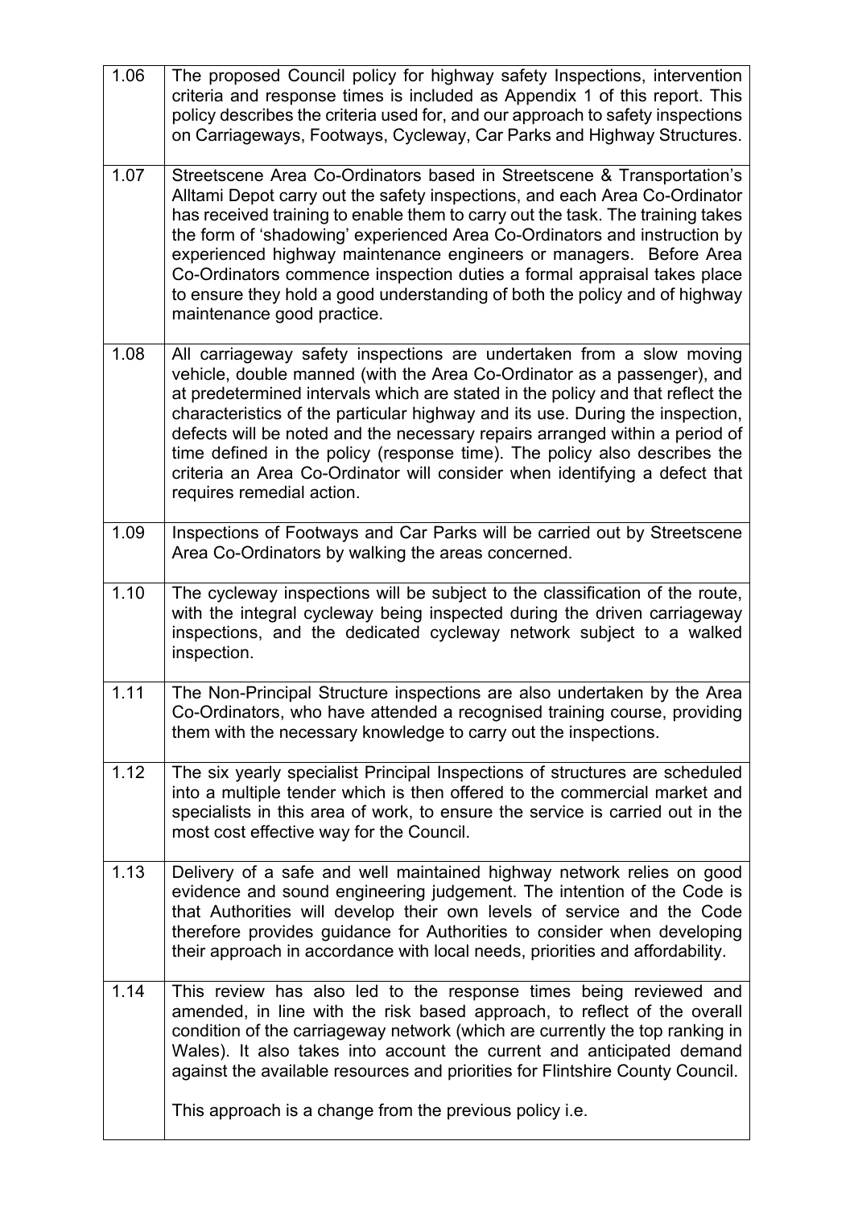| | |
|---|---|
| 1.06 | The proposed Council policy for highway safety Inspections, intervention criteria and response times is included as Appendix 1 of this report. This policy describes the criteria used for, and our approach to safety inspections on Carriageways, Footways, Cycleway, Car Parks and Highway Structures. |
| 1.07 | Streetscene Area Co-Ordinators based in Streetscene & Transportation's Alltami Depot carry out the safety inspections, and each Area Co-Ordinator has received training to enable them to carry out the task. The training takes the form of 'shadowing' experienced Area Co-Ordinators and instruction by experienced highway maintenance engineers or managers. Before Area Co-Ordinators commence inspection duties a formal appraisal takes place to ensure they hold a good understanding of both the policy and of highway maintenance good practice. |
| 1.08 | All carriageway safety inspections are undertaken from a slow moving vehicle, double manned (with the Area Co-Ordinator as a passenger), and at predetermined intervals which are stated in the policy and that reflect the characteristics of the particular highway and its use. During the inspection, defects will be noted and the necessary repairs arranged within a period of time defined in the policy (response time). The policy also describes the criteria an Area Co-Ordinator will consider when identifying a defect that requires remedial action. |
| 1.09 | Inspections of Footways and Car Parks will be carried out by Streetscene Area Co-Ordinators by walking the areas concerned. |
| 1.10 | The cycleway inspections will be subject to the classification of the route, with the integral cycleway being inspected during the driven carriageway inspections, and the dedicated cycleway network subject to a walked inspection. |
| 1.11 | The Non-Principal Structure inspections are also undertaken by the Area Co-Ordinators, who have attended a recognised training course, providing them with the necessary knowledge to carry out the inspections. |
| 1.12 | The six yearly specialist Principal Inspections of structures are scheduled into a multiple tender which is then offered to the commercial market and specialists in this area of work, to ensure the service is carried out in the most cost effective way for the Council. |
| 1.13 | Delivery of a safe and well maintained highway network relies on good evidence and sound engineering judgement. The intention of the Code is that Authorities will develop their own levels of service and the Code therefore provides guidance for Authorities to consider when developing their approach in accordance with local needs, priorities and affordability. |
| 1.14 | This review has also led to the response times being reviewed and amended, in line with the risk based approach, to reflect of the overall condition of the carriageway network (which are currently the top ranking in Wales). It also takes into account the current and anticipated demand against the available resources and priorities for Flintshire County Council.<br><br>This approach is a change from the previous policy i.e. |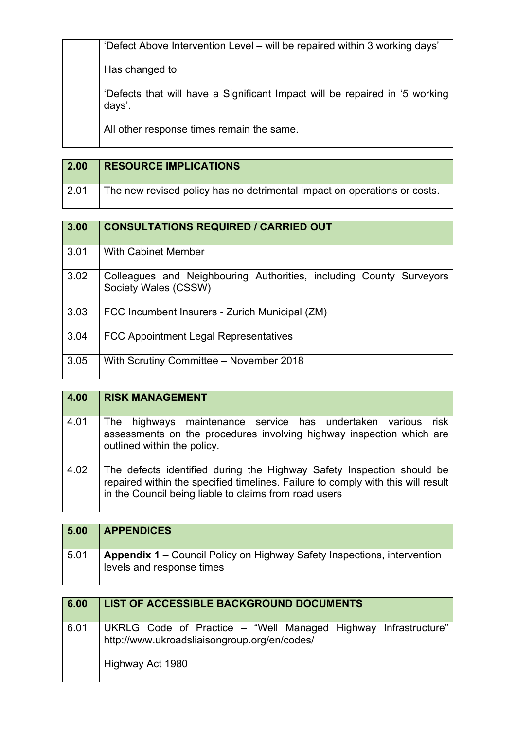| | |
|---|---|
| | 'Defect Above Intervention Level – will be repaired within 3 working days'<br><br>Has changed to<br><br>'Defects that will have a Significant Impact will be repaired in '5 working days'.<br><br>All other response times remain the same. |

| **2.00** | **RESOURCE IMPLICATIONS** |
|---|---|
| 2.01 | The new revised policy has no detrimental impact on operations or costs. |

| **3.00** | **CONSULTATIONS REQUIRED / CARRIED OUT** |
|---|---|
| 3.01 | With Cabinet Member |
| 3.02 | Colleagues and Neighbouring Authorities, including County Surveyors Society Wales (CSSW) |
| 3.03 | FCC Incumbent Insurers - Zurich Municipal (ZM) |
| 3.04 | FCC Appointment Legal Representatives |
| 3.05 | With Scrutiny Committee – November 2018 |

| **4.00** | **RISK MANAGEMENT** |
|---|---|
| 4.01 | The highways maintenance service has undertaken various risk assessments on the procedures involving highway inspection which are outlined within the policy. |
| 4.02 | The defects identified during the Highway Safety Inspection should be repaired within the specified timelines. Failure to comply with this will result in the Council being liable to claims from road users |

| **5.00** | **APPENDICES** |
|---|---|
| 5.01 | **Appendix 1** – Council Policy on Highway Safety Inspections, intervention levels and response times |

| **6.00** | **LIST OF ACCESSIBLE BACKGROUND DOCUMENTS** |
|---|---|
| 6.01 | UKRLG Code of Practice – "Well Managed Highway Infrastructure" http://www.ukroadsliaisongroup.org/en/codes/<br><br>Highway Act 1980 |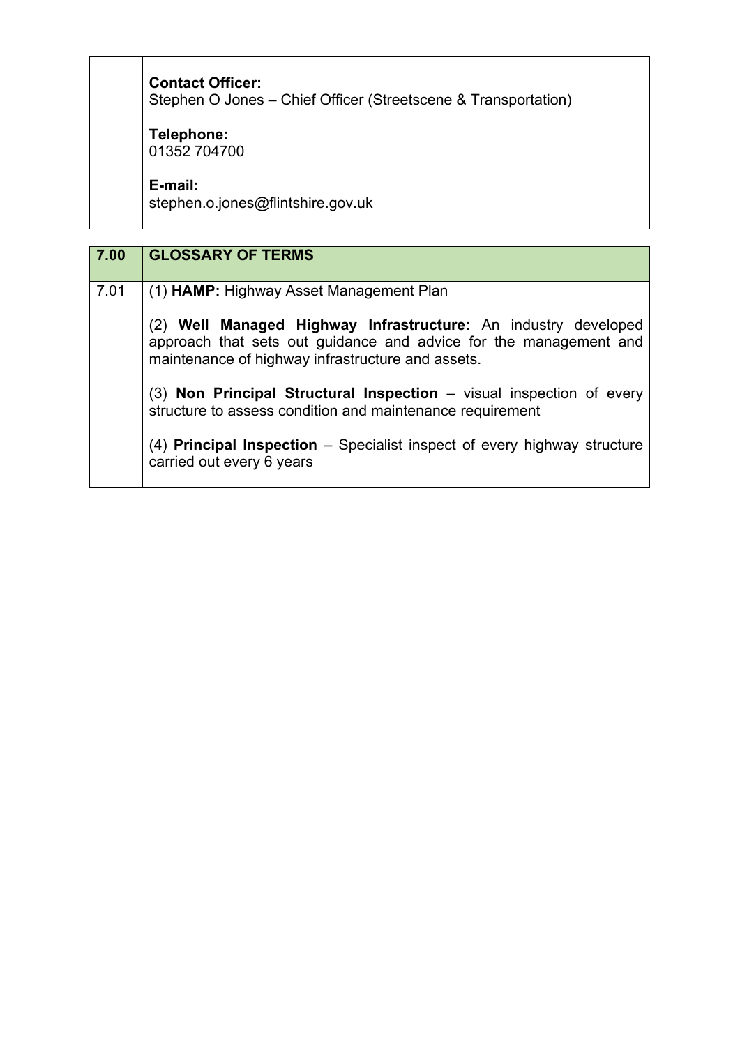| | |
|---|---|
| | **Contact Officer:**<br>Stephen O Jones – Chief Officer (Streetscene & Transportation)<br><br>**Telephone:**<br>01352 704700<br><br>**E-mail:**<br>stephen.o.jones@flintshire.gov.uk |

| 7.00 | GLOSSARY OF TERMS |
|---|---|
| 7.01 | (1) **HAMP:** Highway Asset Management Plan<br><br>(2) **Well Managed Highway Infrastructure:** An industry developed approach that sets out guidance and advice for the management and maintenance of highway infrastructure and assets.<br><br>(3) **Non Principal Structural Inspection** – visual inspection of every structure to assess condition and maintenance requirement<br><br>(4) **Principal Inspection** – Specialist inspect of every highway structure carried out every 6 years |